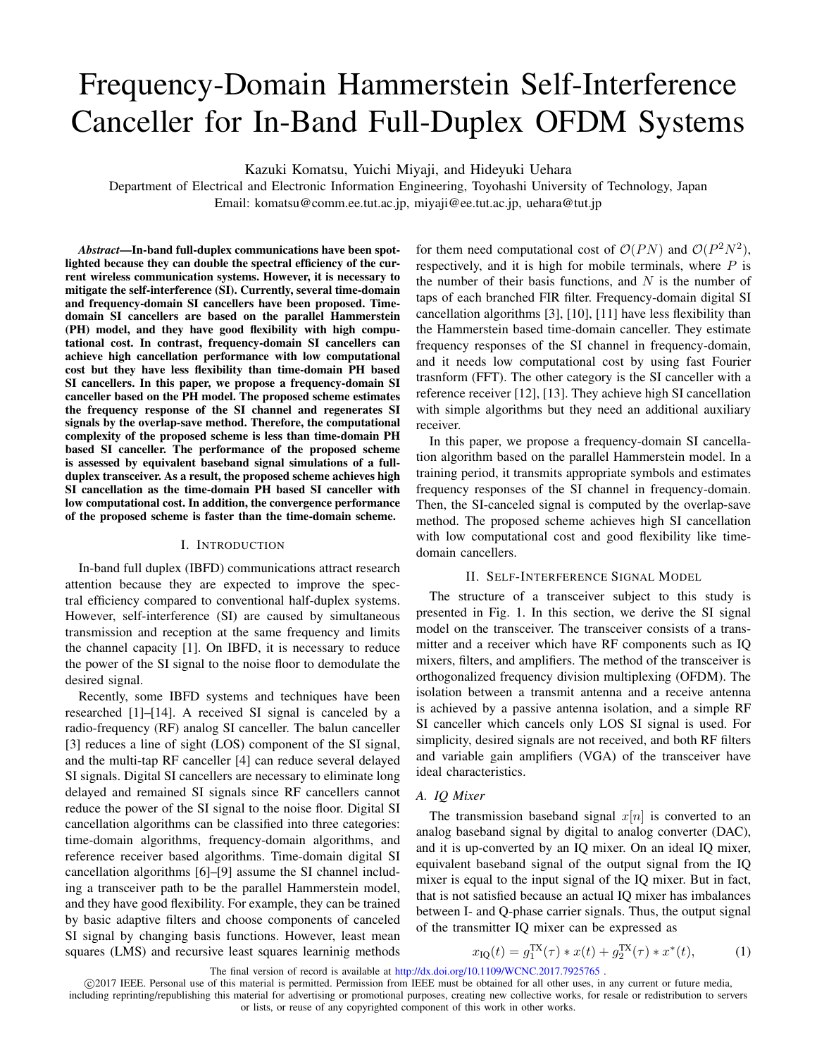# Frequency-Domain Hammerstein Self-Interference Canceller for In-Band Full-Duplex OFDM Systems

Kazuki Komatsu, Yuichi Miyaji, and Hideyuki Uehara

Department of Electrical and Electronic Information Engineering, Toyohashi University of Technology, Japan

Email: komatsu@comm.ee.tut.ac.jp, miyaji@ee.tut.ac.jp, uehara@tut.jp

***Abstract*—In-band full-duplex communications have been spotlighted because they can double the spectral efficiency of the current wireless communication systems. However, it is necessary to mitigate the self-interference (SI). Currently, several time-domain and frequency-domain SI cancellers have been proposed. Time-domain SI cancellers are based on the parallel Hammerstein (PH) model, and they have good flexibility with high computational cost. In contrast, frequency-domain SI cancellers can achieve high cancellation performance with low computational cost but they have less flexibility than time-domain PH based SI cancellers. In this paper, we propose a frequency-domain SI canceller based on the PH model. The proposed scheme estimates the frequency response of the SI channel and regenerates SI signals by the overlap-save method. Therefore, the computational complexity of the proposed scheme is less than time-domain PH based SI canceller. The performance of the proposed scheme is assessed by equivalent baseband signal simulations of a full-duplex transceiver. As a result, the proposed scheme achieves high SI cancellation as the time-domain PH based SI canceller with low computational cost. In addition, the convergence performance of the proposed scheme is faster than the time-domain scheme.**

## I. Introduction

In-band full duplex (IBFD) communications attract research attention because they are expected to improve the spectral efficiency compared to conventional half-duplex systems. However, self-interference (SI) are caused by simultaneous transmission and reception at the same frequency and limits the channel capacity [1]. On IBFD, it is necessary to reduce the power of the SI signal to the noise floor to demodulate the desired signal.

Recently, some IBFD systems and techniques have been researched [1]–[14]. A received SI signal is canceled by a radio-frequency (RF) analog SI canceller. The balun canceller [3] reduces a line of sight (LOS) component of the SI signal, and the multi-tap RF canceller [4] can reduce several delayed SI signals. Digital SI cancellers are necessary to eliminate long delayed and remained SI signals since RF cancellers cannot reduce the power of the SI signal to the noise floor. Digital SI cancellation algorithms can be classified into three categories: time-domain algorithms, frequency-domain algorithms, and reference receiver based algorithms. Time-domain digital SI cancellation algorithms [6]–[9] assume the SI channel including a transceiver path to be the parallel Hammerstein model, and they have good flexibility. For example, they can be trained by basic adaptive filters and choose components of canceled SI signal by changing basis functions. However, least mean squares (LMS) and recursive least squares learninig methods for them need computational cost of $\mathcal{O}(PN)$ and $\mathcal{O}(P^2N^2)$, respectively, and it is high for mobile terminals, where $P$ is the number of their basis functions, and $N$ is the number of taps of each branched FIR filter. Frequency-domain digital SI cancellation algorithms [3], [10], [11] have less flexibility than the Hammerstein based time-domain canceller. They estimate frequency responses of the SI channel in frequency-domain, and it needs low computational cost by using fast Fourier trasnform (FFT). The other category is the SI canceller with a reference receiver [12], [13]. They achieve high SI cancellation with simple algorithms but they need an additional auxiliary receiver.

In this paper, we propose a frequency-domain SI cancellation algorithm based on the parallel Hammerstein model. In a training period, it transmits appropriate symbols and estimates frequency responses of the SI channel in frequency-domain. Then, the SI-canceled signal is computed by the overlap-save method. The proposed scheme achieves high SI cancellation with low computational cost and good flexibility like time-domain cancellers.

## II. Self-Interference Signal Model

The structure of a transceiver subject to this study is presented in Fig. 1. In this section, we derive the SI signal model on the transceiver. The transceiver consists of a transmitter and a receiver which have RF components such as IQ mixers, filters, and amplifiers. The method of the transceiver is orthogonalized frequency division multiplexing (OFDM). The isolation between a transmit antenna and a receive antenna is achieved by a passive antenna isolation, and a simple RF SI canceller which cancels only LOS SI signal is used. For simplicity, desired signals are not received, and both RF filters and variable gain amplifiers (VGA) of the transceiver have ideal characteristics.

### A. IQ Mixer

The transmission baseband signal $x[n]$ is converted to an analog baseband signal by digital to analog converter (DAC), and it is up-converted by an IQ mixer. On an ideal IQ mixer, equivalent baseband signal of the output signal from the IQ mixer is equal to the input signal of the IQ mixer. But in fact, that is not satisfied because an actual IQ mixer has imbalances between I- and Q-phase carrier signals. Thus, the output signal of the transmitter IQ mixer can be expressed as

$$x_{\mathrm{IQ}}(t) = g_1^{\mathrm{TX}}(\tau) * x(t) + g_2^{\mathrm{TX}}(\tau) * x^*(t), \tag{1}$$

The final version of record is available at http://dx.doi.org/10.1109/WCNC.2017.7925765 .

©2017 IEEE. Personal use of this material is permitted. Permission from IEEE must be obtained for all other uses, in any current or future media, including reprinting/republishing this material for advertising or promotional purposes, creating new collective works, for resale or redistribution to servers or lists, or reuse of any copyrighted component of this work in other works.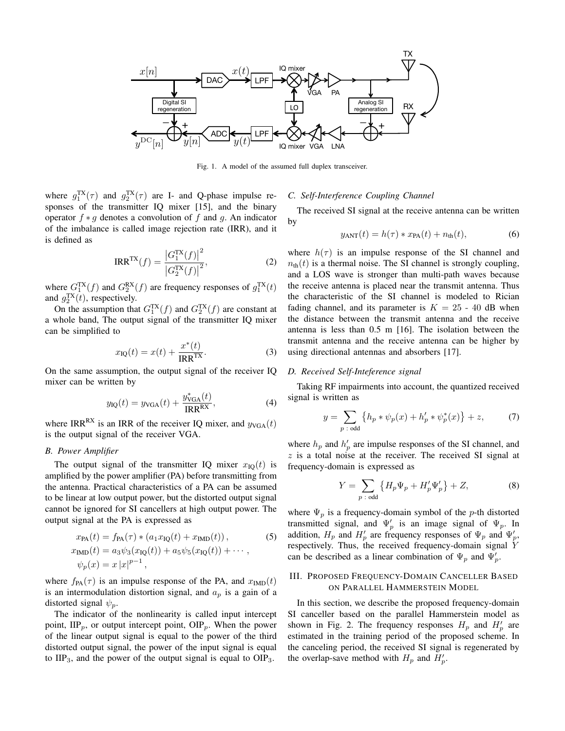Fig. 1. A model of the assumed full duplex transceiver.

where $g_1^{\mathrm{TX}}(\tau)$ and $g_2^{\mathrm{TX}}(\tau)$ are I- and Q-phase impulse responses of the transmitter IQ mixer [15], and the binary operator $f * g$ denotes a convolution of $f$ and $g$. An indicator of the imbalance is called image rejection rate (IRR), and it is defined as

$$\mathrm{IRR}^{\mathrm{TX}}(f) = \frac{\left|G_1^{\mathrm{TX}}(f)\right|^2}{\left|G_2^{\mathrm{TX}}(f)\right|^2}, \tag{2}$$

where $G_1^{\mathrm{TX}}(f)$ and $G_2^{\mathrm{RX}}(f)$ are frequency responses of $g_1^{\mathrm{TX}}(t)$ and $g_2^{\mathrm{TX}}(t)$, respectively.

On the assumption that $G_1^{\mathrm{TX}}(f)$ and $G_2^{\mathrm{TX}}(f)$ are constant at a whole band, The output signal of the transmitter IQ mixer can be simplified to

$$x_{\mathrm{IQ}}(t) = x(t) + \frac{x^*(t)}{\mathrm{IRR}^{\mathrm{TX}}}. \tag{3}$$

On the same assumption, the output signal of the receiver IQ mixer can be written by

$$y_{\mathrm{IQ}}(t) = y_{\mathrm{VGA}}(t) + \frac{y_{\mathrm{VGA}}^*(t)}{\mathrm{IRR}^{\mathrm{RX}}}, \tag{4}$$

where $\mathrm{IRR}^{\mathrm{RX}}$ is an IRR of the receiver IQ mixer, and $y_{\mathrm{VGA}}(t)$ is the output signal of the receiver VGA.

### B. Power Amplifier

The output signal of the transmitter IQ mixer $x_{\mathrm{IQ}}(t)$ is amplified by the power amplifier (PA) before transmitting from the antenna. Practical characteristics of a PA can be assumed to be linear at low output power, but the distorted output signal cannot be ignored for SI cancellers at high output power. The output signal at the PA is expressed as

$$\begin{aligned} x_{\mathrm{PA}}(t) &= f_{\mathrm{PA}}(\tau) * \left(a_1 x_{\mathrm{IQ}}(t) + x_{\mathrm{IMD}}(t)\right), \\ x_{\mathrm{IMD}}(t) &= a_3 \psi_3(x_{\mathrm{IQ}}(t)) + a_5 \psi_5(x_{\mathrm{IQ}}(t)) + \cdots, \\ \psi_p(x) &= x\left|x\right|^{p-1}, \end{aligned} \tag{5}$$

where $f_{\mathrm{PA}}(\tau)$ is an impulse response of the PA, and $x_{\mathrm{IMD}}(t)$ is an intermodulation distortion signal, and $a_p$ is a gain of a distorted signal $\psi_p$.

The indicator of the nonlinearity is called input intercept point, $\mathrm{IIP}_p$, or output intercept point, $\mathrm{OIP}_p$. When the power of the linear output signal is equal to the power of the third distorted output signal, the power of the input signal is equal to $\mathrm{IIP}_3$, and the power of the output signal is equal to $\mathrm{OIP}_3$.

### C. Self-Interference Coupling Channel

The received SI signal at the receive antenna can be written by

$$y_{\mathrm{ANT}}(t) = h(\tau) * x_{\mathrm{PA}}(t) + n_{\mathrm{th}}(t), \tag{6}$$

where $h(\tau)$ is an impulse response of the SI channel and $n_{\mathrm{th}}(t)$ is a thermal noise. The SI channel is strongly coupling, and a LOS wave is stronger than multi-path waves because the receive antenna is placed near the transmit antenna. Thus the characteristic of the SI channel is modeled to Rician fading channel, and its parameter is $K$ = 25 - 40 dB when the distance between the transmit antenna and the receive antenna is less than 0.5 m [16]. The isolation between the transmit antenna and the receive antenna can be higher by using directional antennas and absorbers [17].

### D. Received Self-Inteference signal

Taking RF impairments into account, the quantized received signal is written as

$$y = \sum_{p\,:\,\mathrm{odd}} \left\{h_p * \psi_p(x) + h_p' * \psi_p^*(x)\right\} + z, \tag{7}$$

where $h_p$ and $h_p'$ are impulse responses of the SI channel, and $z$ is a total noise at the receiver. The received SI signal at frequency-domain is expressed as

$$Y = \sum_{p\,:\,\mathrm{odd}} \left\{H_p \Psi_p + H_p' \Psi_p'\right\} + Z, \tag{8}$$

where $\Psi_p$ is a frequency-domain symbol of the $p$-th distorted transmitted signal, and $\Psi_p'$ is an image signal of $\Psi_p$. In addition, $H_p$ and $H_p'$ are frequency responses of $\Psi_p$ and $\Psi_p'$, respectively. Thus, the received frequency-domain signal $Y$ can be described as a linear combination of $\Psi_p$ and $\Psi_p'$.

## III. Proposed Frequency-Domain Canceller Based on Parallel Hammerstein Model

In this section, we describe the proposed frequency-domain SI canceller based on the parallel Hammerstein model as shown in Fig. 2. The frequency responses $H_p$ and $H_p'$ are estimated in the training period of the proposed scheme. In the canceling period, the received SI signal is regenerated by the overlap-save method with $H_p$ and $H_p'$.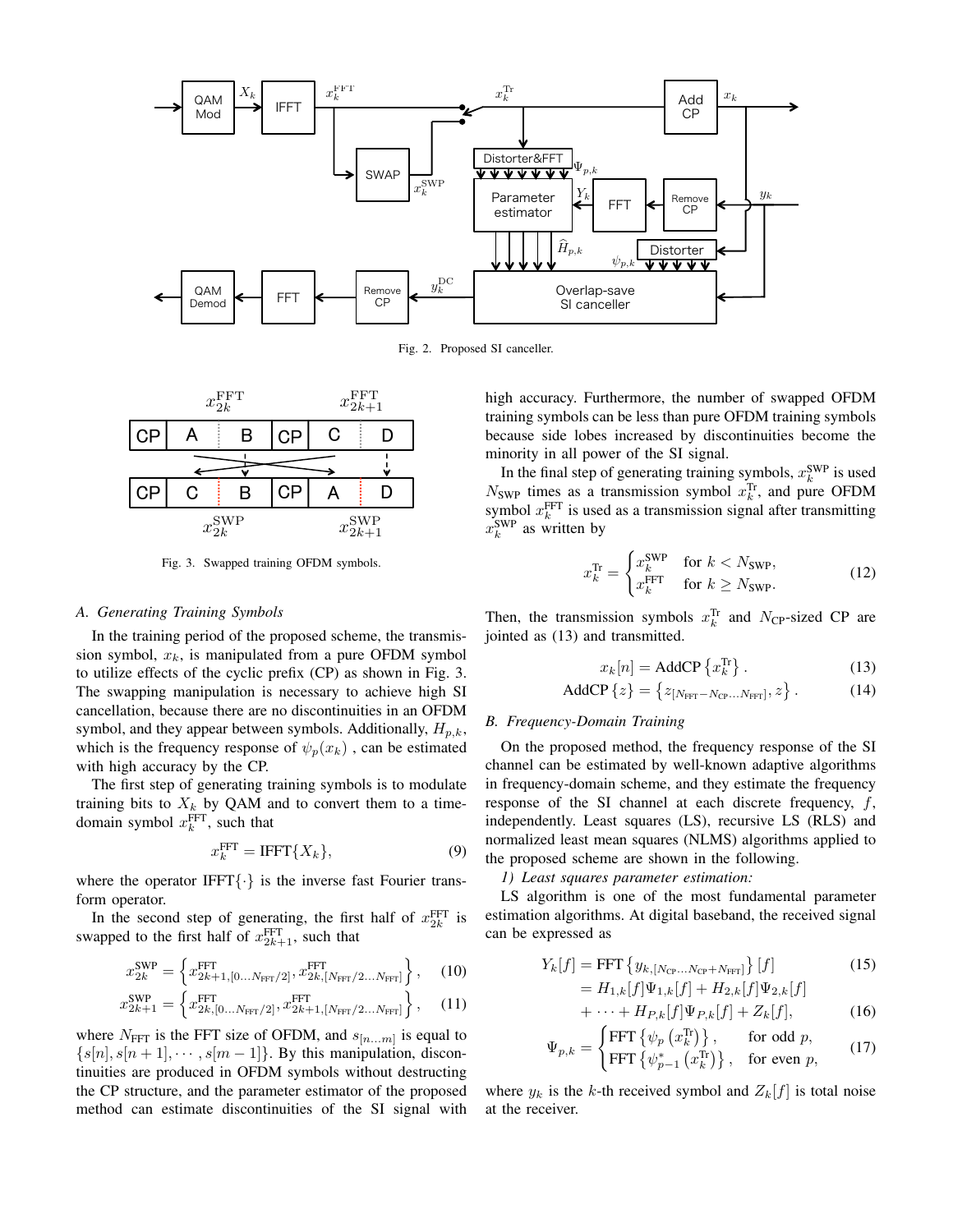Fig. 2. Proposed SI canceller.

Fig. 3. Swapped training OFDM symbols.

### A. Generating Training Symbols

In the training period of the proposed scheme, the transmission symbol, $x_k$, is manipulated from a pure OFDM symbol to utilize effects of the cyclic prefix (CP) as shown in Fig. 3. The swapping manipulation is necessary to achieve high SI cancellation, because there are no discontinuities in an OFDM symbol, and they appear between symbols. Additionally, $H_{p,k}$, which is the frequency response of $\psi_p(x_k)$ , can be estimated with high accuracy by the CP.

The first step of generating training symbols is to modulate training bits to $X_k$ by QAM and to convert them to a time-domain symbol $x_k^{\mathrm{FFT}}$, such that

$$x_k^{\mathrm{FFT}} = \mathrm{IFFT}\{X_k\}, \tag{9}$$

where the operator $\mathrm{IFFT}\{\cdot\}$ is the inverse fast Fourier transform operator.

In the second step of generating, the first half of $x_{2k}^{\mathrm{FFT}}$ is swapped to the first half of $x_{2k+1}^{\mathrm{FFT}}$, such that

$$x_{2k}^{\mathrm{SWP}} = \left\{ x_{2k+1,[0\dots N_{\mathrm{FFT}}/2]}^{\mathrm{FFT}}, x_{2k,[N_{\mathrm{FFT}}/2\dots N_{\mathrm{FFT}}]}^{\mathrm{FFT}} \right\}, \tag{10}$$

$$x_{2k+1}^{\mathrm{SWP}} = \left\{ x_{2k,[0\dots N_{\mathrm{FFT}}/2]}^{\mathrm{FFT}}, x_{2k+1,[N_{\mathrm{FFT}}/2\dots N_{\mathrm{FFT}}]}^{\mathrm{FFT}} \right\}, \tag{11}$$

where $N_{\mathrm{FFT}}$ is the FFT size of OFDM, and $s_{[n\dots m]}$ is equal to $\{s[n], s[n+1], \cdots, s[m-1]\}$. By this manipulation, discontinuities are produced in OFDM symbols without destructing the CP structure, and the parameter estimator of the proposed method can estimate discontinuities of the SI signal with high accuracy. Furthermore, the number of swapped OFDM training symbols can be less than pure OFDM training symbols because side lobes increased by discontinuities become the minority in all power of the SI signal.

In the final step of generating training symbols, $x_k^{\mathrm{SWP}}$ is used $N_{\mathrm{SWP}}$ times as a transmission symbol $x_k^{\mathrm{Tr}}$, and pure OFDM symbol $x_k^{\mathrm{FFT}}$ is used as a transmission signal after transmitting $x_k^{\mathrm{SWP}}$ as written by

$$x_k^{\mathrm{Tr}} = \begin{cases} x_k^{\mathrm{SWP}} & \text{for } k < N_{\mathrm{SWP}}, \\ x_k^{\mathrm{FFT}} & \text{for } k \geq N_{\mathrm{SWP}}. \end{cases} \tag{12}$$

Then, the transmission symbols $x_k^{\mathrm{Tr}}$ and $N_{\mathrm{CP}}$-sized CP are jointed as (13) and transmitted.

$$x_k[n] = \mathrm{AddCP}\left\{x_k^{\mathrm{Tr}}\right\}. \tag{13}$$

$$\mathrm{AddCP}\{z\} = \left\{ z_{[N_{\mathrm{FFT}}-N_{\mathrm{CP}}\dots N_{\mathrm{FFT}}]}, z \right\}. \tag{14}$$

### B. Frequency-Domain Training

On the proposed method, the frequency response of the SI channel can be estimated by well-known adaptive algorithms in frequency-domain scheme, and they estimate the frequency response of the SI channel at each discrete frequency, $f$, independently. Least squares (LS), recursive LS (RLS) and normalized least mean squares (NLMS) algorithms applied to the proposed scheme are shown in the following.

*1) Least squares parameter estimation:*

LS algorithm is one of the most fundamental parameter estimation algorithms. At digital baseband, the received signal can be expressed as

$$Y_k[f] = \mathrm{FFT}\left\{ y_{k,[N_{\mathrm{CP}}\dots N_{\mathrm{CP}}+N_{\mathrm{FFT}}]} \right\}[f] \tag{15}$$

$$= H_{1,k}[f]\Psi_{1,k}[f] + H_{2,k}[f]\Psi_{2,k}[f] + \cdots + H_{P,k}[f]\Psi_{P,k}[f] + Z_k[f], \tag{16}$$

$$\Psi_{p,k} = \begin{cases} \mathrm{FFT}\left\{ \psi_p\left(x_k^{\mathrm{Tr}}\right) \right\}, & \text{for odd } p, \\ \mathrm{FFT}\left\{ \psi_{p-1}^{*}\left(x_k^{\mathrm{Tr}}\right) \right\}, & \text{for even } p, \end{cases} \tag{17}$$

where $y_k$ is the $k$-th received symbol and $Z_k[f]$ is total noise at the receiver.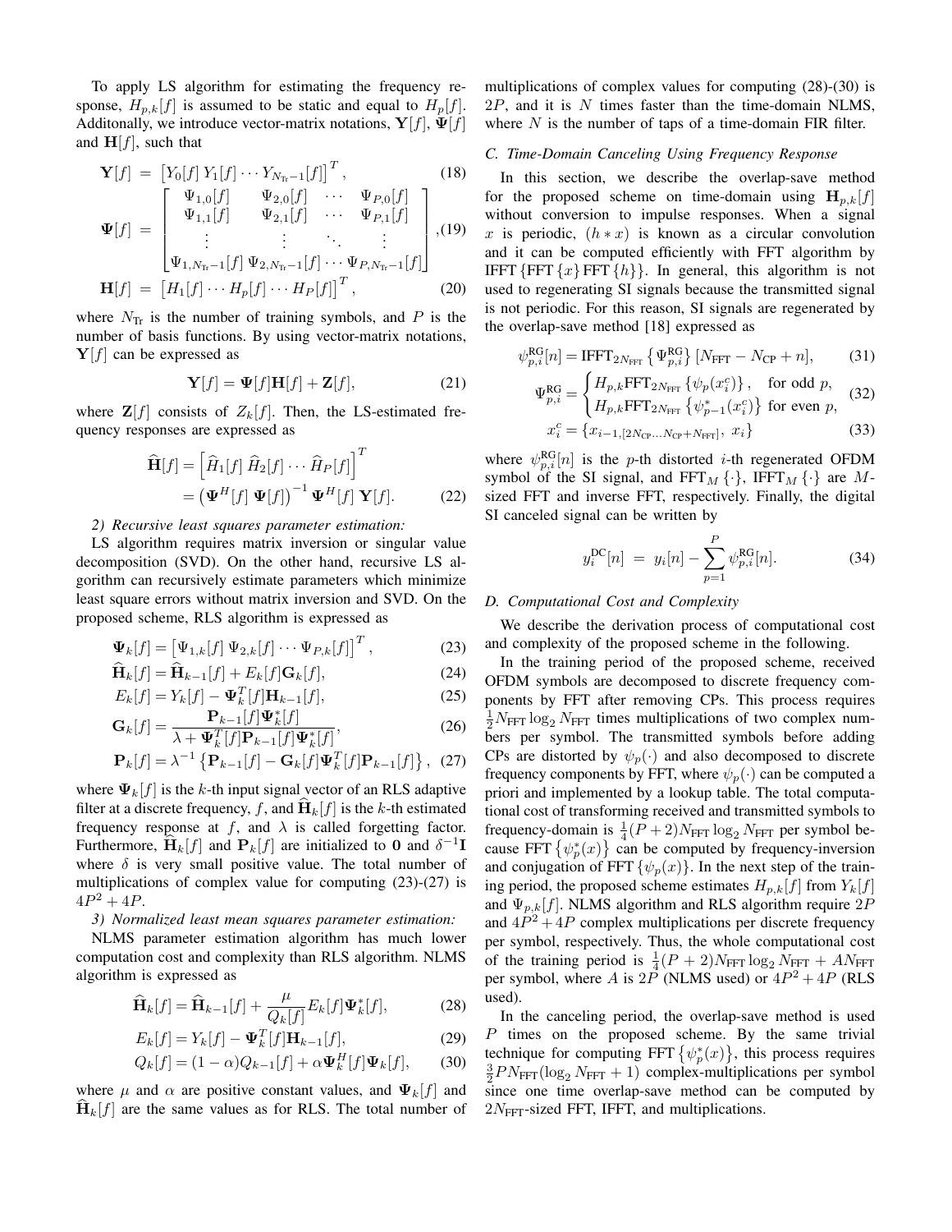To apply LS algorithm for estimating the frequency response, $H_{p,k}[f]$ is assumed to be static and equal to $H_p[f]$. Additonally, we introduce vector-matrix notations, $\mathbf{Y}[f]$, $\mathbf{\Psi}[f]$ and $\mathbf{H}[f]$, such that

$$\mathbf{Y}[f] = \left[Y_0[f]\; Y_1[f] \cdots Y_{N_{\text{Tr}}-1}[f]\right]^T, \tag{18}$$

$$\mathbf{\Psi}[f] = \begin{bmatrix} \Psi_{1,0}[f] & \Psi_{2,0}[f] & \cdots & \Psi_{P,0}[f] \\ \Psi_{1,1}[f] & \Psi_{2,1}[f] & \cdots & \Psi_{P,1}[f] \\ \vdots & \vdots & \ddots & \vdots \\ \Psi_{1,N_{\text{Tr}}-1}[f] & \Psi_{2,N_{\text{Tr}}-1}[f] & \cdots & \Psi_{P,N_{\text{Tr}}-1}[f] \end{bmatrix}, \tag{19}$$

$$\mathbf{H}[f] = \left[H_1[f] \cdots H_p[f] \cdots H_P[f]\right]^T, \tag{20}$$

where $N_{\text{Tr}}$ is the number of training symbols, and $P$ is the number of basis functions. By using vector-matrix notations, $\mathbf{Y}[f]$ can be expressed as

$$\mathbf{Y}[f] = \mathbf{\Psi}[f]\mathbf{H}[f] + \mathbf{Z}[f], \tag{21}$$

where $\mathbf{Z}[f]$ consists of $Z_k[f]$. Then, the LS-estimated frequency responses are expressed as

$$\begin{aligned} \widehat{\mathbf{H}}[f] &= \left[\widehat{H}_1[f]\; \widehat{H}_2[f] \cdots \widehat{H}_P[f]\right]^T \\ &= \left(\mathbf{\Psi}^H[f]\; \mathbf{\Psi}[f]\right)^{-1} \mathbf{\Psi}^H[f]\; \mathbf{Y}[f]. \end{aligned} \tag{22}$$

*2) Recursive least squares parameter estimation:*

LS algorithm requires matrix inversion or singular value decomposition (SVD). On the other hand, recursive LS algorithm can recursively estimate parameters which minimize least square errors without matrix inversion and SVD. On the proposed scheme, RLS algorithm is expressed as

$$\mathbf{\Psi}_k[f] = \left[\Psi_{1,k}[f]\; \Psi_{2,k}[f] \cdots \Psi_{P,k}[f]\right]^T, \tag{23}$$

$$\widehat{\mathbf{H}}_k[f] = \widehat{\mathbf{H}}_{k-1}[f] + E_k[f]\mathbf{G}_k[f], \tag{24}$$

$$E_k[f] = Y_k[f] - \mathbf{\Psi}_k^T[f]\mathbf{H}_{k-1}[f], \tag{25}$$

$$\mathbf{G}_k[f] = \frac{\mathbf{P}_{k-1}[f]\mathbf{\Psi}_k^*[f]}{\lambda + \mathbf{\Psi}_k^T[f]\mathbf{P}_{k-1}[f]\mathbf{\Psi}_k^*[f]}, \tag{26}$$

$$\mathbf{P}_k[f] = \lambda^{-1}\left\{\mathbf{P}_{k-1}[f] - \mathbf{G}_k[f]\mathbf{\Psi}_k^T[f]\mathbf{P}_{k-1}[f]\right\}, \tag{27}$$

where $\mathbf{\Psi}_k[f]$ is the $k$-th input signal vector of an RLS adaptive filter at a discrete frequency, $f$, and $\widehat{\mathbf{H}}_k[f]$ is the $k$-th estimated frequency response at $f$, and $\lambda$ is called forgetting factor. Furthermore, $\widehat{\mathbf{H}}_k[f]$ and $\mathbf{P}_k[f]$ are initialized to $\mathbf{0}$ and $\delta^{-1}\mathbf{I}$ where $\delta$ is very small positive value. The total number of multiplications of complex value for computing (23)-(27) is $4P^2 + 4P$.

*3) Normalized least mean squares parameter estimation:*

NLMS parameter estimation algorithm has much lower computation cost and complexity than RLS algorithm. NLMS algorithm is expressed as

$$\widehat{\mathbf{H}}_k[f] = \widehat{\mathbf{H}}_{k-1}[f] + \frac{\mu}{Q_k[f]}E_k[f]\mathbf{\Psi}_k^*[f], \tag{28}$$

$$E_k[f] = Y_k[f] - \mathbf{\Psi}_k^T[f]\mathbf{H}_{k-1}[f], \tag{29}$$

$$Q_k[f] = (1-\alpha)Q_{k-1}[f] + \alpha\mathbf{\Psi}_k^H[f]\mathbf{\Psi}_k[f], \tag{30}$$

where $\mu$ and $\alpha$ are positive constant values, and $\mathbf{\Psi}_k[f]$ and $\widehat{\mathbf{H}}_k[f]$ are the same values as for RLS. The total number of multiplications of complex values for computing (28)-(30) is $2P$, and it is $N$ times faster than the time-domain NLMS, where $N$ is the number of taps of a time-domain FIR filter.

### C. Time-Domain Canceling Using Frequency Response

In this section, we describe the overlap-save method for the proposed scheme on time-domain using $\mathbf{H}_{p,k}[f]$ without conversion to impulse responses. When a signal $x$ is periodic, $(h * x)$ is known as a circular convolution and it can be computed efficiently with FFT algorithm by IFFT $\{\text{FFT}\{x\}\,\text{FFT}\{h\}\}$. In general, this algorithm is not used to regenerating SI signals because the transmitted signal is not periodic. For this reason, SI signals are regenerated by the overlap-save method [18] expressed as

$$\psi_{p,i}^{\text{RG}}[n] = \text{IFFT}_{2N_{\text{FFT}}}\left\{\Psi_{p,i}^{\text{RG}}\right\}[N_{\text{FFT}} - N_{\text{CP}} + n], \tag{31}$$

$$\Psi_{p,i}^{\text{RG}} = \begin{cases} H_{p,k}\text{FFT}_{2N_{\text{FFT}}}\left\{\psi_p(x_i^c)\right\}, & \text{for odd } p, \\ H_{p,k}\text{FFT}_{2N_{\text{FFT}}}\left\{\psi_{p-1}^*(x_i^c)\right\} & \text{for even } p, \end{cases} \tag{32}$$

$$x_i^c = \{x_{i-1,[2N_{\text{CP}}\ldots N_{\text{CP}}+N_{\text{FFT}}]},\; x_i\} \tag{33}$$

where $\psi_{p,i}^{\text{RG}}[n]$ is the $p$-th distorted $i$-th regenerated OFDM symbol of the SI signal, and $\text{FFT}_M\{\cdot\}$, $\text{IFFT}_M\{\cdot\}$ are $M$-sized FFT and inverse FFT, respectively. Finally, the digital SI canceled signal can be written by

$$y_i^{\text{DC}}[n] = y_i[n] - \sum_{p=1}^{P}\psi_{p,i}^{\text{RG}}[n]. \tag{34}$$

### D. Computational Cost and Complexity

We describe the derivation process of computational cost and complexity of the proposed scheme in the following.

In the training period of the proposed scheme, received OFDM symbols are decomposed to discrete frequency components by FFT after removing CPs. This process requires $\frac{1}{2}N_{\text{FFT}}\log_2 N_{\text{FFT}}$ times multiplications of two complex numbers per symbol. The transmitted symbols before adding CPs are distorted by $\psi_p(\cdot)$ and also decomposed to discrete frequency components by FFT, where $\psi_p(\cdot)$ can be computed a priori and implemented by a lookup table. The total computational cost of transforming received and transmitted symbols to frequency-domain is $\frac{1}{4}(P+2)N_{\text{FFT}}\log_2 N_{\text{FFT}}$ per symbol because FFT $\left\{\psi_p^*(x)\right\}$ can be computed by frequency-inversion and conjugation of FFT $\{\psi_p(x)\}$. In the next step of the training period, the proposed scheme estimates $H_{p,k}[f]$ from $Y_k[f]$ and $\Psi_{p,k}[f]$. NLMS algorithm and RLS algorithm require $2P$ and $4P^2 + 4P$ complex multiplications per discrete frequency per symbol, respectively. Thus, the whole computational cost of the training period is $\frac{1}{4}(P+2)N_{\text{FFT}}\log_2 N_{\text{FFT}} + AN_{\text{FFT}}$ per symbol, where $A$ is $2P$ (NLMS used) or $4P^2 + 4P$ (RLS used).

In the canceling period, the overlap-save method is used $P$ times on the proposed scheme. By the same trivial technique for computing FFT $\left\{\psi_p^*(x)\right\}$, this process requires $\frac{3}{2}PN_{\text{FFT}}(\log_2 N_{\text{FFT}} + 1)$ complex-multiplications per symbol since one time overlap-save method can be computed by $2N_{\text{FFT}}$-sized FFT, IFFT, and multiplications.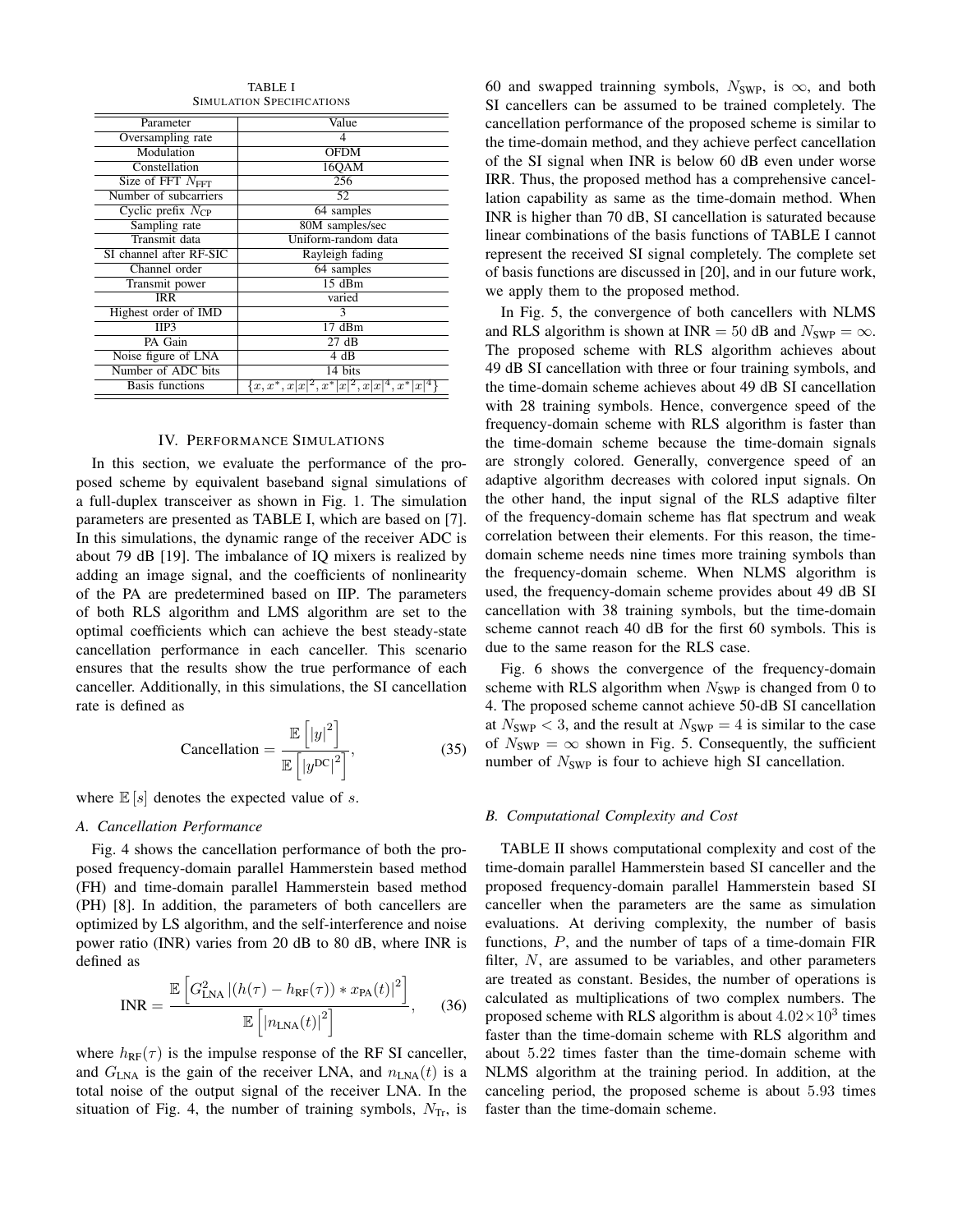TABLE I
SIMULATION SPECIFICATIONS

| Parameter | Value |
|---|---|
| Oversampling rate | 4 |
| Modulation | OFDM |
| Constellation | 16QAM |
| Size of FFT $N_{\text{FFT}}$ | 256 |
| Number of subcarriers | 52 |
| Cyclic prefix $N_{\text{CP}}$ | 64 samples |
| Sampling rate | 80M samples/sec |
| Transmit data | Uniform-random data |
| SI channel after RF-SIC | Rayleigh fading |
| Channel order | 64 samples |
| Transmit power | 15 dBm |
| IRR | varied |
| Highest order of IMD | 3 |
| IIP3 | 17 dBm |
| PA Gain | 27 dB |
| Noise figure of LNA | 4 dB |
| Number of ADC bits | 14 bits |
| Basis functions | $\{x, x^*, x\|x\|^2, x^*\|x\|^2, x\|x\|^4, x^*\|x\|^4\}$ |

## IV. PERFORMANCE SIMULATIONS

In this section, we evaluate the performance of the proposed scheme by equivalent baseband signal simulations of a full-duplex transceiver as shown in Fig. 1. The simulation parameters are presented as TABLE I, which are based on [7]. In this simulations, the dynamic range of the receiver ADC is about 79 dB [19]. The imbalance of IQ mixers is realized by adding an image signal, and the coefficients of nonlinearity of the PA are predetermined based on IIP. The parameters of both RLS algorithm and LMS algorithm are set to the optimal coefficients which can achieve the best steady-state cancellation performance in each canceller. This scenario ensures that the results show the true performance of each canceller. Additionally, in this simulations, the SI cancellation rate is defined as

$$\text{Cancellation} = \frac{\mathbb{E}\left[|y|^2\right]}{\mathbb{E}\left[|y^{\text{DC}}|^2\right]}, \tag{35}$$

where $\mathbb{E}[s]$ denotes the expected value of $s$.

### A. Cancellation Performance

Fig. 4 shows the cancellation performance of both the proposed frequency-domain parallel Hammerstein based method (FH) and time-domain parallel Hammerstein based method (PH) [8]. In addition, the parameters of both cancellers are optimized by LS algorithm, and the self-interference and noise power ratio (INR) varies from 20 dB to 80 dB, where INR is defined as

$$\text{INR} = \frac{\mathbb{E}\left[G_{\text{LNA}}^2 \left|(h(\tau) - h_{\text{RF}}(\tau)) * x_{\text{PA}}(t)\right|^2\right]}{\mathbb{E}\left[|n_{\text{LNA}}(t)|^2\right]}, \tag{36}$$

where $h_{\text{RF}}(\tau)$ is the impulse response of the RF SI canceller, and $G_{\text{LNA}}$ is the gain of the receiver LNA, and $n_{\text{LNA}}(t)$ is a total noise of the output signal of the receiver LNA. In the situation of Fig. 4, the number of training symbols, $N_{\text{Tr}}$, is 60 and swapped trainning symbols, $N_{\text{SWP}}$, is $\infty$, and both SI cancellers can be assumed to be trained completely. The cancellation performance of the proposed scheme is similar to the time-domain method, and they achieve perfect cancellation of the SI signal when INR is below 60 dB even under worse IRR. Thus, the proposed method has a comprehensive cancellation capability as same as the time-domain method. When INR is higher than 70 dB, SI cancellation is saturated because linear combinations of the basis functions of TABLE I cannot represent the received SI signal completely. The complete set of basis functions are discussed in [20], and in our future work, we apply them to the proposed method.

In Fig. 5, the convergence of both cancellers with NLMS and RLS algorithm is shown at $\text{INR} = 50$ dB and $N_{\text{SWP}} = \infty$. The proposed scheme with RLS algorithm achieves about 49 dB SI cancellation with three or four training symbols, and the time-domain scheme achieves about 49 dB SI cancellation with 28 training symbols. Hence, convergence speed of the frequency-domain scheme with RLS algorithm is faster than the time-domain scheme because the time-domain signals are strongly colored. Generally, convergence speed of an adaptive algorithm decreases with colored input signals. On the other hand, the input signal of the RLS adaptive filter of the frequency-domain scheme has flat spectrum and weak correlation between their elements. For this reason, the time-domain scheme needs nine times more training symbols than the frequency-domain scheme. When NLMS algorithm is used, the frequency-domain scheme provides about 49 dB SI cancellation with 38 training symbols, but the time-domain scheme cannot reach 40 dB for the first 60 symbols. This is due to the same reason for the RLS case.

Fig. 6 shows the convergence of the frequency-domain scheme with RLS algorithm when $N_{\text{SWP}}$ is changed from 0 to 4. The proposed scheme cannot achieve 50-dB SI cancellation at $N_{\text{SWP}} < 3$, and the result at $N_{\text{SWP}} = 4$ is similar to the case of $N_{\text{SWP}} = \infty$ shown in Fig. 5. Consequently, the sufficient number of $N_{\text{SWP}}$ is four to achieve high SI cancellation.

### B. Computational Complexity and Cost

TABLE II shows computational complexity and cost of the time-domain parallel Hammerstein based SI canceller and the proposed frequency-domain parallel Hammerstein based SI canceller when the parameters are the same as simulation evaluations. At deriving complexity, the number of basis functions, $P$, and the number of taps of a time-domain FIR filter, $N$, are assumed to be variables, and other parameters are treated as constant. Besides, the number of operations is calculated as multiplications of two complex numbers. The proposed scheme with RLS algorithm is about $4.02 \times 10^3$ times faster than the time-domain scheme with RLS algorithm and about $5.22$ times faster than the time-domain scheme with NLMS algorithm at the training period. In addition, at the canceling period, the proposed scheme is about $5.93$ times faster than the time-domain scheme.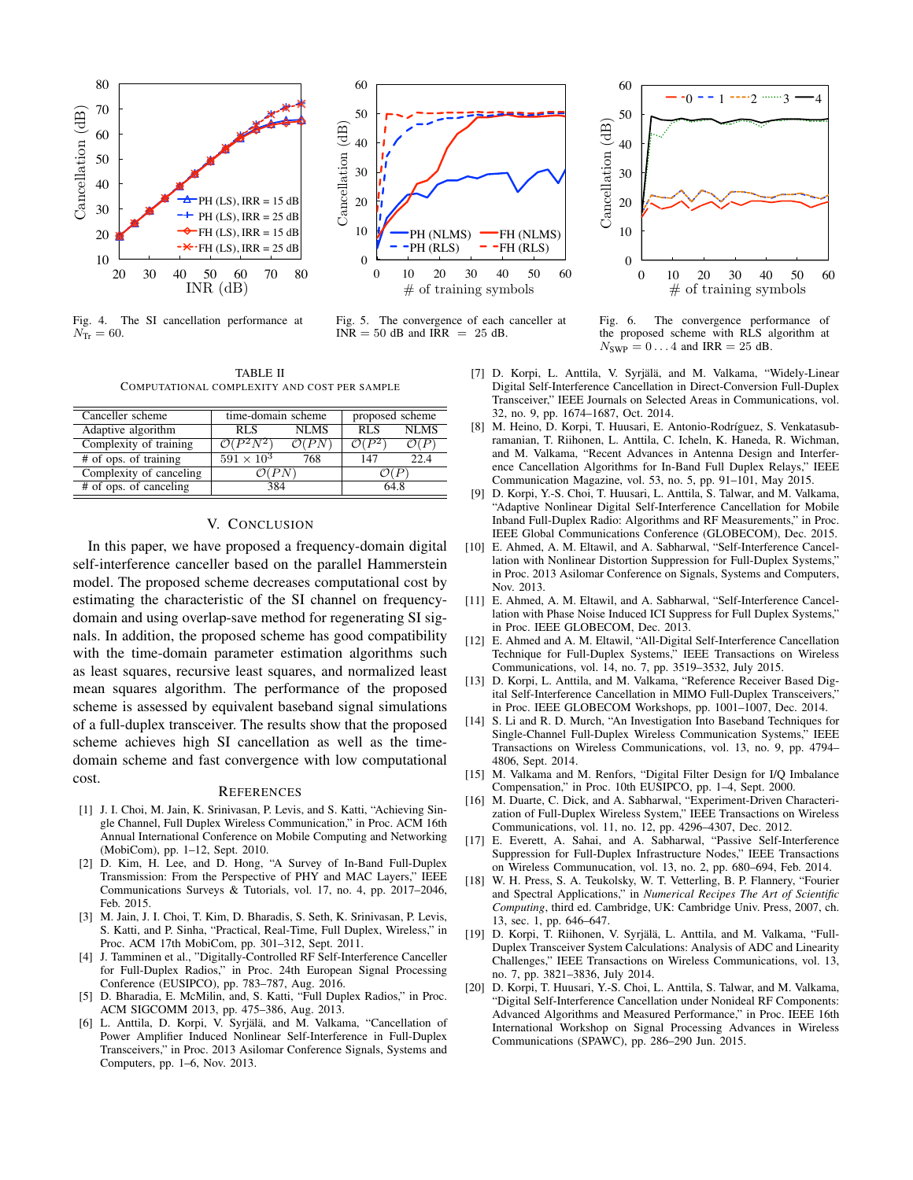80
70
60
50
40
30
20
10
Cancellation (dB)
20 30 40 50 60 70 80
INR (dB)
PH (LS), IRR = 15 dB
PH (LS), IRR = 25 dB
FH (LS), IRR = 15 dB
FH (LS), IRR = 25 dB

Fig. 4. The SI cancellation performance at $N_{\text{Tr}} = 60$.

60
50
40
30
20
10
0
Cancellation (dB)
0 10 20 30 40 50 60
# of training symbols
PH (NLMS)
FH (NLMS)
PH (RLS)
FH (RLS)

Fig. 5. The convergence of each canceller at INR = 50 dB and IRR = 25 dB.

60
50
40
30
20
10
0
Cancellation (dB)
0 10 20 30 40 50 60
# of training symbols
0 1 2 3 4

Fig. 6. The convergence performance of the proposed scheme with RLS algorithm at $N_{\text{SWP}} = 0 \ldots 4$ and IRR = 25 dB.

TABLE II
COMPUTATIONAL COMPLEXITY AND COST PER SAMPLE

| Canceller scheme | time-domain scheme | | proposed scheme | |
|---|---|---|---|---|
| Adaptive algorithm | RLS | NLMS | RLS | NLMS |
| Complexity of training | $\mathcal{O}(P^2N^2)$ | $\mathcal{O}(PN)$ | $\mathcal{O}(P^2)$ | $\mathcal{O}(P)$ |
| # of ops. of training | $591 \times 10^3$ | 768 | 147 | 22.4 |
| Complexity of canceling | $\mathcal{O}(PN)$ | | $\mathcal{O}(P)$ | |
| # of ops. of canceling | 384 | | 64.8 | |

## V. CONCLUSION

In this paper, we have proposed a frequency-domain digital self-interference canceller based on the parallel Hammerstein model. The proposed scheme decreases computational cost by estimating the characteristic of the SI channel on frequency-domain and using overlap-save method for regenerating SI signals. In addition, the proposed scheme has good compatibility with the time-domain parameter estimation algorithms such as least squares, recursive least squares, and normalized least mean squares algorithm. The performance of the proposed scheme is assessed by equivalent baseband signal simulations of a full-duplex transceiver. The results show that the proposed scheme achieves high SI cancellation as well as the time-domain scheme and fast convergence with low computational cost.

## REFERENCES

[1] J. I. Choi, M. Jain, K. Srinivasan, P. Levis, and S. Katti, "Achieving Single Channel, Full Duplex Wireless Communication," in Proc. ACM 16th Annual International Conference on Mobile Computing and Networking (MobiCom), pp. 1–12, Sept. 2010.

[2] D. Kim, H. Lee, and D. Hong, "A Survey of In-Band Full-Duplex Transmission: From the Perspective of PHY and MAC Layers," IEEE Communications Surveys & Tutorials, vol. 17, no. 4, pp. 2017–2046, Feb. 2015.

[3] M. Jain, J. I. Choi, T. Kim, D. Bharadis, S. Seth, K. Srinivasan, P. Levis, S. Katti, and P. Sinha, "Practical, Real-Time, Full Duplex, Wireless," in Proc. ACM 17th MobiCom, pp. 301–312, Sept. 2011.

[4] J. Tamminen et al., "Digitally-Controlled RF Self-Interference Canceller for Full-Duplex Radios," in Proc. 24th European Signal Processing Conference (EUSIPCO), pp. 783–787, Aug. 2016.

[5] D. Bharadia, E. McMilin, and, S. Katti, "Full Duplex Radios," in Proc. ACM SIGCOMM 2013, pp. 475–386, Aug. 2013.

[6] L. Anttila, D. Korpi, V. Syrjälä, and M. Valkama, "Cancellation of Power Amplifier Induced Nonlinear Self-Interference in Full-Duplex Transceivers," in Proc. 2013 Asilomar Conference Signals, Systems and Computers, pp. 1–6, Nov. 2013.

[7] D. Korpi, L. Anttila, V. Syrjälä, and M. Valkama, "Widely-Linear Digital Self-Interference Cancellation in Direct-Conversion Full-Duplex Transceiver," IEEE Journals on Selected Areas in Communications, vol. 32, no. 9, pp. 1674–1687, Oct. 2014.

[8] M. Heino, D. Korpi, T. Huusari, E. Antonio-Rodríguez, S. Venkatasubramanian, T. Riihonen, L. Anttila, C. Icheln, K. Haneda, R. Wichman, and M. Valkama, "Recent Advances in Antenna Design and Interference Cancellation Algorithms for In-Band Full Duplex Relays," IEEE Communication Magazine, vol. 53, no. 5, pp. 91–101, May 2015.

[9] D. Korpi, Y.-S. Choi, T. Huusari, L. Anttila, S. Talwar, and M. Valkama, "Adaptive Nonlinear Digital Self-Interference Cancellation for Mobile Inband Full-Duplex Radio: Algorithms and RF Measurements," in Proc. IEEE Global Communications Conference (GLOBECOM), Dec. 2015.

[10] E. Ahmed, A. M. Eltawil, and A. Sabharwal, "Self-Interference Cancellation with Nonlinear Distortion Suppression for Full-Duplex Systems," in Proc. 2013 Asilomar Conference on Signals, Systems and Computers, Nov. 2013.

[11] E. Ahmed, A. M. Eltawil, and A. Sabharwal, "Self-Interference Cancellation with Phase Noise Induced ICI Suppress for Full Duplex Systems," in Proc. IEEE GLOBECOM, Dec. 2013.

[12] E. Ahmed and A. M. Eltawil, "All-Digital Self-Interference Cancellation Technique for Full-Duplex Systems," IEEE Transactions on Wireless Communications, vol. 14, no. 7, pp. 3519–3532, July 2015.

[13] D. Korpi, L. Anttila, and M. Valkama, "Reference Receiver Based Digital Self-Interference Cancellation in MIMO Full-Duplex Transceivers," in Proc. IEEE GLOBECOM Workshops, pp. 1001–1007, Dec. 2014.

[14] S. Li and R. D. Murch, "An Investigation Into Baseband Techniques for Single-Channel Full-Duplex Wireless Communication Systems," IEEE Transactions on Wireless Communications, vol. 13, no. 9, pp. 4794–4806, Sept. 2014.

[15] M. Valkama and M. Renfors, "Digital Filter Design for I/Q Imbalance Compensation," in Proc. 10th EUSIPCO, pp. 1–4, Sept. 2000.

[16] M. Duarte, C. Dick, and, A. Sabharwal, "Experiment-Driven Characterization of Full-Duplex Wireless System," IEEE Transactions on Wireless Communications, vol. 11, no. 12, pp. 4296–4307, Dec. 2012.

[17] E. Everett, A. Sahai, and A. Sabharwal, "Passive Self-Interference Suppression for Full-Duplex Infrastructure Nodes," IEEE Transactions on Wireless Communucation, vol. 13, no. 2, pp. 680–694, Feb. 2014.

[18] W. H. Press, S. A. Teukolsky, W. T. Vetterling, B. P. Flannery, "Fourier and Spectral Applications," in *Numerical Recipes The Art of Scientific Computing*, third ed. Cambridge, UK: Cambridge Univ. Press, 2007, ch. 13, sec. 1, pp. 646–647.

[19] D. Korpi, T. Riihonen, V. Syrjälä, L. Anttila, and M. Valkama, "Full-Duplex Transceiver System Calculations: Analysis of ADC and Linearity Challenges," IEEE Transactions on Wireless Communications, vol. 13, no. 7, pp. 3821–3836, July 2014.

[20] D. Korpi, T. Huusari, Y.-S. Choi, L. Anttila, S. Talwar, and M. Valkama, "Digital Self-Interference Cancellation under Nonideal RF Components: Advanced Algorithms and Measured Performance," in Proc. IEEE 16th International Workshop on Signal Processing Advances in Wireless Communications (SPAWC), pp. 286–290 Jun. 2015.